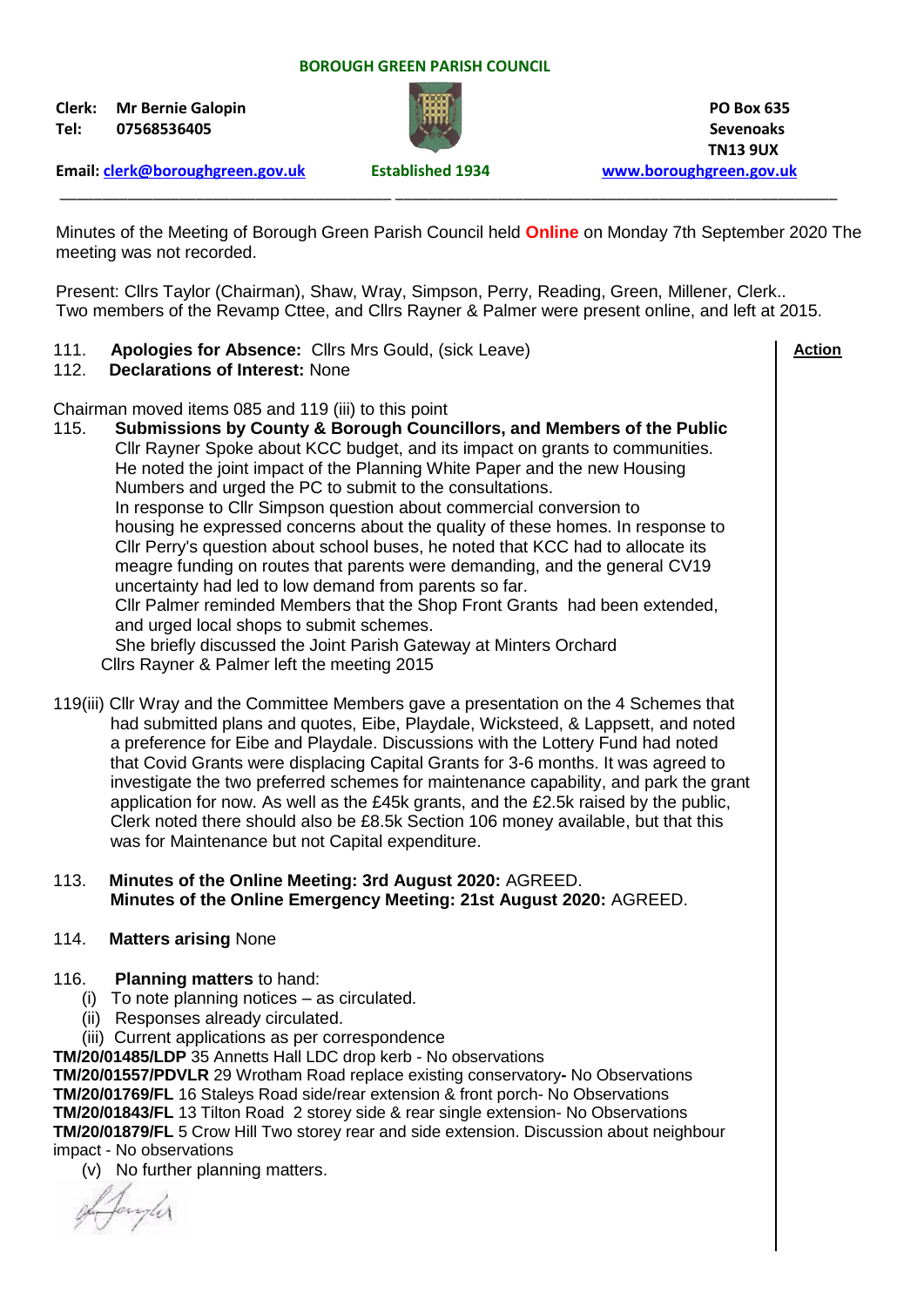**BOROUGH GREEN PARISH COUNCIL**

**Clerk: Mr Bernie Galopin**
**Tel: 07568536405**

**PO Box 635**
**Sevenoaks**
**TN13 9UX**

**Email: clerk@boroughgreen.gov.uk** **Established 1934** **www.boroughgreen.gov.uk**

---

Minutes of the Meeting of Borough Green Parish Council held **Online** on Monday 7th September 2020 The meeting was not recorded.

Present: Cllrs Taylor (Chairman), Shaw, Wray, Simpson, Perry, Reading, Green, Millener, Clerk..
Two members of the Revamp Cttee, and Cllrs Rayner & Palmer were present online, and left at 2015.

**Action**

111. **Apologies for Absence:** Cllrs Mrs Gould, (sick Leave)
112. **Declarations of Interest:** None

Chairman moved items 085 and 119 (iii) to this point

115. **Submissions by County & Borough Councillors, and Members of the Public**
Cllr Rayner Spoke about KCC budget, and its impact on grants to communities. He noted the joint impact of the Planning White Paper and the new Housing Numbers and urged the PC to submit to the consultations.
In response to Cllr Simpson question about commercial conversion to housing he expressed concerns about the quality of these homes. In response to Cllr Perry's question about school buses, he noted that KCC had to allocate its meagre funding on routes that parents were demanding, and the general CV19 uncertainty had led to low demand from parents so far.
Cllr Palmer reminded Members that the Shop Front Grants had been extended, and urged local shops to submit schemes.
She briefly discussed the Joint Parish Gateway at Minters Orchard
Cllrs Rayner & Palmer left the meeting 2015

119(iii) Cllr Wray and the Committee Members gave a presentation on the 4 Schemes that had submitted plans and quotes, Eibe, Playdale, Wicksteed, & Lappsett, and noted a preference for Eibe and Playdale. Discussions with the Lottery Fund had noted that Covid Grants were displacing Capital Grants for 3-6 months. It was agreed to investigate the two preferred schemes for maintenance capability, and park the grant application for now. As well as the £45k grants, and the £2.5k raised by the public, Clerk noted there should also be £8.5k Section 106 money available, but that this was for Maintenance but not Capital expenditure.

113. **Minutes of the Online Meeting: 3rd August 2020:** AGREED.
**Minutes of the Online Emergency Meeting: 21st August 2020:** AGREED.

114. **Matters arising** None

116. **Planning matters** to hand:
(i) To note planning notices – as circulated.
(ii) Responses already circulated.
(iii) Current applications as per correspondence

**TM/20/01485/LDP** 35 Annetts Hall LDC drop kerb - No observations
**TM/20/01557/PDVLR** 29 Wrotham Road replace existing conservatory**-** No Observations
**TM/20/01769/FL** 16 Staleys Road side/rear extension & front porch- No Observations
**TM/20/01843/FL** 13 Tilton Road 2 storey side & rear single extension- No Observations
**TM/20/01879/FL** 5 Crow Hill Two storey rear and side extension. Discussion about neighbour impact - No observations

(v) No further planning matters.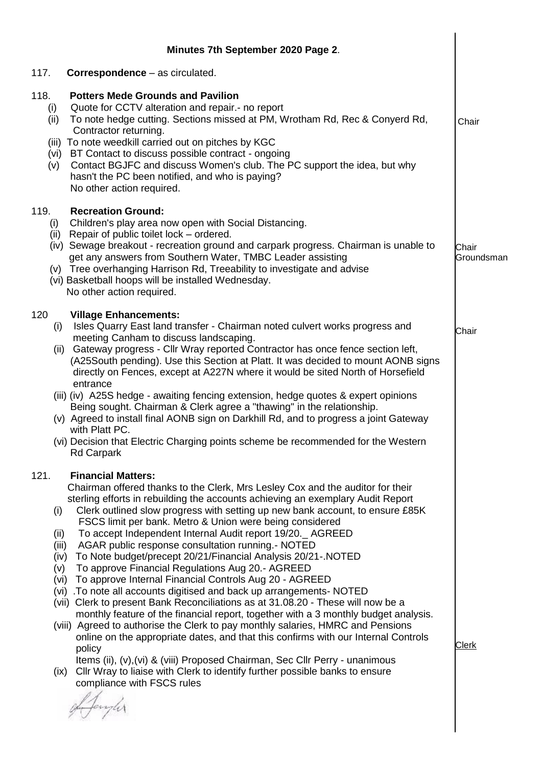# Minutes 7th September 2020 Page 2.

117. **Correspondence** – as circulated.

118. **Potters Mede Grounds and Pavilion**

(i) Quote for CCTV alteration and repair.- no report

(ii) To note hedge cutting. Sections missed at PM, Wrotham Rd, Rec & Conyerd Rd, Contractor returning. — Chair

(iii) To note weedkill carried out on pitches by KGC

(vi) BT Contact to discuss possible contract - ongoing

(v) Contact BGJFC and discuss Women's club. The PC support the idea, but why hasn't the PC been notified, and who is paying?

No other action required.

119. **Recreation Ground:**

(i) Children's play area now open with Social Distancing.

(ii) Repair of public toilet lock – ordered.

(iv) Sewage breakout - recreation ground and carpark progress. Chairman is unable to get any answers from Southern Water, TMBC Leader assisting — Chair, Groundsman

(v) Tree overhanging Harrison Rd, Treeability to investigate and advise

(vi) Basketball hoops will be installed Wednesday.

No other action required.

120 **Village Enhancements:**

(i) Isles Quarry East land transfer - Chairman noted culvert works progress and meeting Canham to discuss landscaping. — Chair

(ii) Gateway progress - Cllr Wray reported Contractor has once fence section left, (A25South pending). Use this Section at Platt. It was decided to mount AONB signs directly on Fences, except at A227N where it would be sited North of Horsefield entrance

(iii) (iv) A25S hedge - awaiting fencing extension, hedge quotes & expert opinions Being sought. Chairman & Clerk agree a "thawing" in the relationship.

(v) Agreed to install final AONB sign on Darkhill Rd, and to progress a joint Gateway with Platt PC.

(vi) Decision that Electric Charging points scheme be recommended for the Western Rd Carpark

121. **Financial Matters:**

Chairman offered thanks to the Clerk, Mrs Lesley Cox and the auditor for their sterling efforts in rebuilding the accounts achieving an exemplary Audit Report

(i) Clerk outlined slow progress with setting up new bank account, to ensure £85K FSCS limit per bank. Metro & Union were being considered

(ii) To accept Independent Internal Audit report 19/20._ AGREED

(iii) AGAR public response consultation running.- NOTED

(iv) To Note budget/precept 20/21/Financial Analysis 20/21-.NOTED

(v) To approve Financial Regulations Aug 20.- AGREED

(vi) To approve Internal Financial Controls Aug 20 - AGREED

(vi) .To note all accounts digitised and back up arrangements- NOTED

(vii) Clerk to present Bank Reconciliations as at 31.08.20 - These will now be a monthly feature of the financial report, together with a 3 monthly budget analysis.

(viii) Agreed to authorise the Clerk to pay monthly salaries, HMRC and Pensions online on the appropriate dates, and that this confirms with our Internal Controls policy — Clerk

Items (ii), (v),(vi) & (viii) Proposed Chairman, Sec Cllr Perry - unanimous

(ix) Cllr Wray to liaise with Clerk to identify further possible banks to ensure compliance with FSCS rules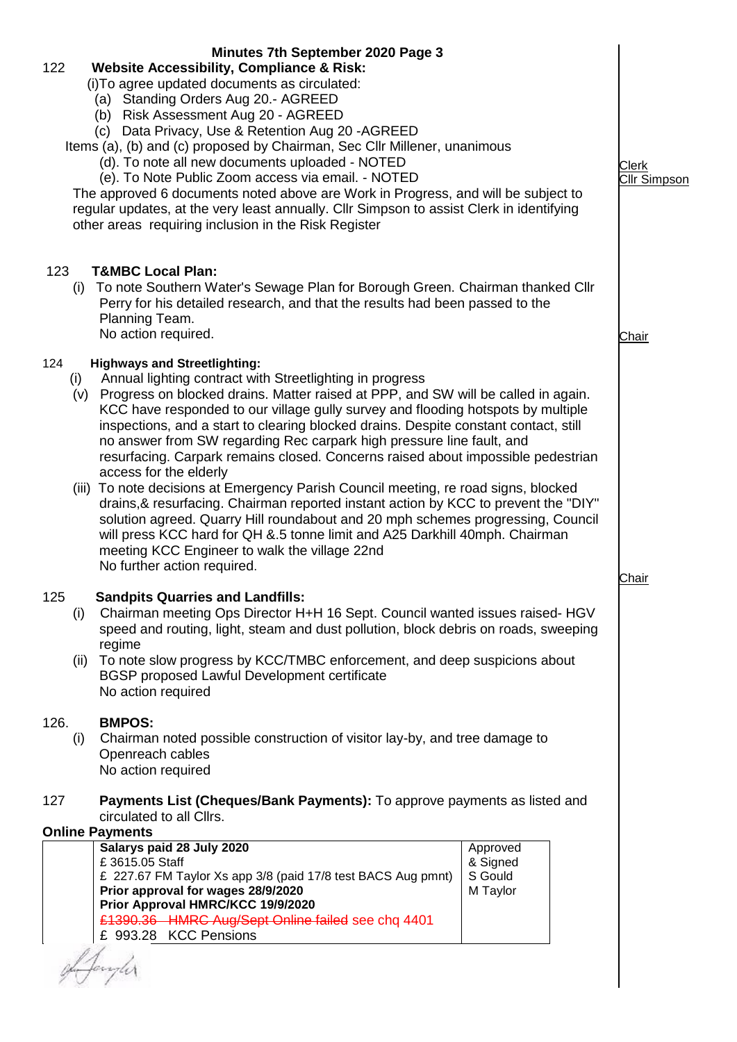**Minutes 7th September 2020 Page 3**

**122 Website Accessibility, Compliance & Risk:**

(i)To agree updated documents as circulated:

(a) Standing Orders Aug 20.- AGREED
(b) Risk Assessment Aug 20 - AGREED
(c) Data Privacy, Use & Retention Aug 20 -AGREED

Items (a), (b) and (c) proposed by Chairman, Sec Cllr Millener, unanimous

(d). To note all new documents uploaded - NOTED
(e). To Note Public Zoom access via email. - NOTED

The approved 6 documents noted above are Work in Progress, and will be subject to regular updates, at the very least annually. Cllr Simpson to assist Clerk in identifying other areas requiring inclusion in the Risk Register

Clerk
Cllr Simpson

**123 T&MBC Local Plan:**

(i) To note Southern Water's Sewage Plan for Borough Green. Chairman thanked Cllr Perry for his detailed research, and that the results had been passed to the Planning Team.
No action required.

Chair

**124 Highways and Streetlighting:**

(i) Annual lighting contract with Streetlighting in progress

(v) Progress on blocked drains. Matter raised at PPP, and SW will be called in again. KCC have responded to our village gully survey and flooding hotspots by multiple inspections, and a start to clearing blocked drains. Despite constant contact, still no answer from SW regarding Rec carpark high pressure line fault, and resurfacing. Carpark remains closed. Concerns raised about impossible pedestrian access for the elderly

(iii) To note decisions at Emergency Parish Council meeting, re road signs, blocked drains,& resurfacing. Chairman reported instant action by KCC to prevent the "DIY" solution agreed. Quarry Hill roundabout and 20 mph schemes progressing, Council will press KCC hard for QH &.5 tonne limit and A25 Darkhill 40mph. Chairman meeting KCC Engineer to walk the village 22nd
No further action required.

Chair

**125 Sandpits Quarries and Landfills:**

(i) Chairman meeting Ops Director H+H 16 Sept. Council wanted issues raised- HGV speed and routing, light, steam and dust pollution, block debris on roads, sweeping regime

(ii) To note slow progress by KCC/TMBC enforcement, and deep suspicions about BGSP proposed Lawful Development certificate
No action required

**126. BMPOS:**

(i) Chairman noted possible construction of visitor lay-by, and tree damage to Openreach cables
No action required

**127 Payments List (Cheques/Bank Payments):** To approve payments as listed and circulated to all Cllrs.

**Online Payments**

| | | |
|---|---|---|
| | **Salarys paid 28 July 2020**<br>£ 3615.05 Staff<br>£ 227.67 FM Taylor Xs app 3/8 (paid 17/8 test BACS Aug pmnt)<br>**Prior approval for wages 28/9/2020**<br>**Prior Approval HMRC/KCC 19/9/2020**<br>~~£1390.36 HMRC Aug/Sept Online failed~~ see chq 4401<br>£ 993.28 KCC Pensions | Approved & Signed<br>S Gould<br>M Taylor |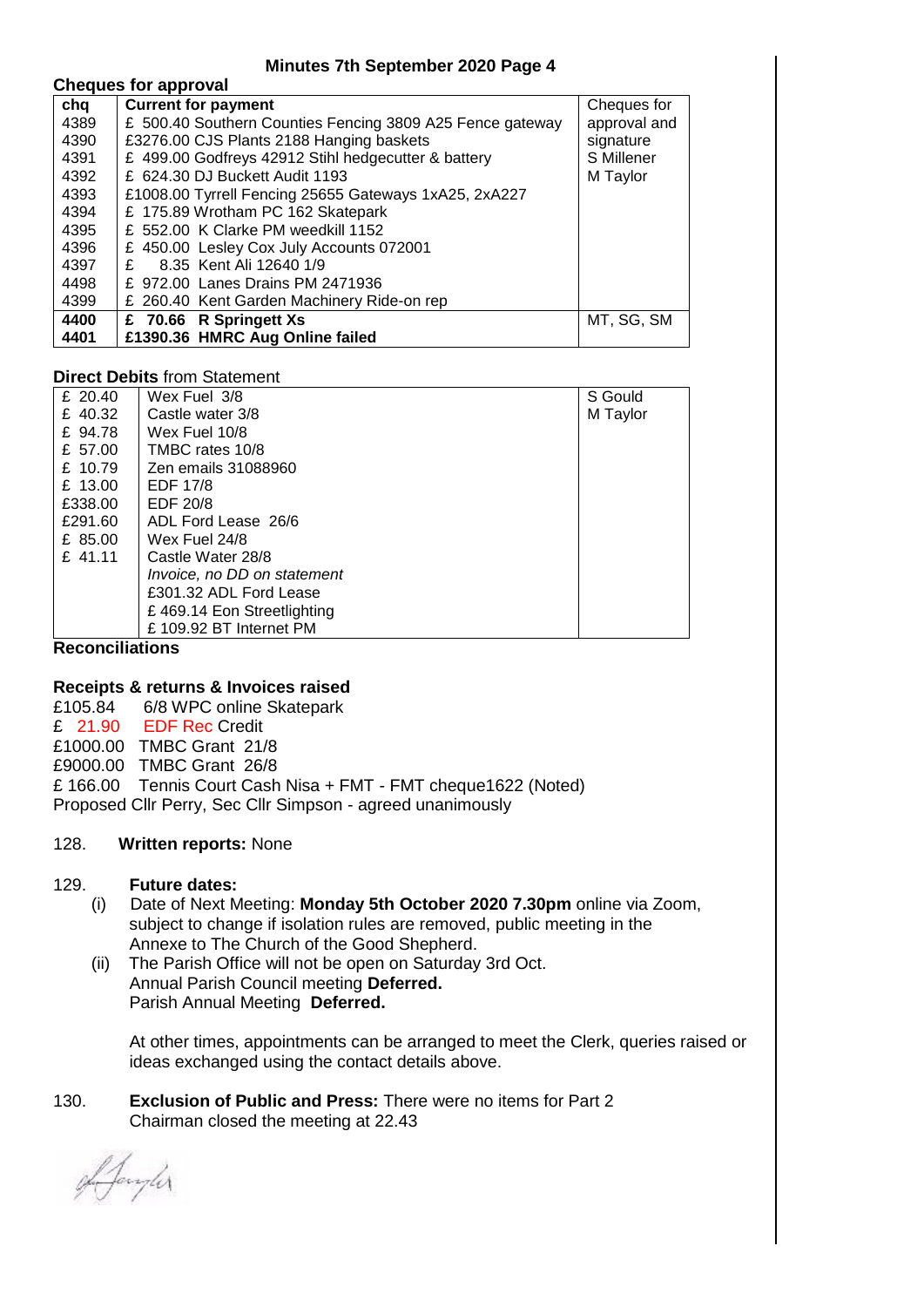**Cheques for approval**

| chq | Current for payment | Cheques for approval and signature |
|---|---|---|
| 4389 | £ 500.40 Southern Counties Fencing 3809 A25 Fence gateway | S Millener |
| 4390 | £3276.00 CJS Plants 2188 Hanging baskets | M Taylor |
| 4391 | £ 499.00 Godfreys 42912 Stihl hedgecutter & battery | |
| 4392 | £ 624.30 DJ Buckett Audit 1193 | |
| 4393 | £1008.00 Tyrrell Fencing 25655 Gateways 1xA25, 2xA227 | |
| 4394 | £ 175.89 Wrotham PC 162 Skatepark | |
| 4395 | £ 552.00 K Clarke PM weedkill 1152 | |
| 4396 | £ 450.00 Lesley Cox July Accounts 072001 | |
| 4397 | £ 8.35 Kent Ali 12640 1/9 | |
| 4498 | £ 972.00 Lanes Drains PM 2471936 | |
| 4399 | £ 260.40 Kent Garden Machinery Ride-on rep | |
| **4400** | **£ 70.66 R Springett Xs** | MT, SG, SM |
| **4401** | **£1390.36 HMRC Aug Online failed** | |

**Direct Debits** from Statement

| | | |
|---|---|---|
| £ 20.40 | Wex Fuel 3/8 | S Gould |
| £ 40.32 | Castle water 3/8 | M Taylor |
| £ 94.78 | Wex Fuel 10/8 | |
| £ 57.00 | TMBC rates 10/8 | |
| £ 10.79 | Zen emails 31088960 | |
| £ 13.00 | EDF 17/8 | |
| £338.00 | EDF 20/8 | |
| £291.60 | ADL Ford Lease 26/6 | |
| £ 85.00 | Wex Fuel 24/8 | |
| £ 41.11 | Castle Water 28/8 | |
| | *Invoice, no DD on statement* | |
| | £301.32 ADL Ford Lease | |
| | £ 469.14 Eon Streetlighting | |
| | £ 109.92 BT Internet PM | |

**Reconciliations**

**Receipts & returns & Invoices raised**

£105.84 6/8 WPC online Skatepark
£ 21.90 EDF Rec Credit
£1000.00 TMBC Grant 21/8
£9000.00 TMBC Grant 26/8
£ 166.00 Tennis Court Cash Nisa + FMT - FMT cheque1622 (Noted)
Proposed Cllr Perry, Sec Cllr Simpson - agreed unanimously

128. **Written reports:** None

129. **Future dates:**
   (i) Date of Next Meeting: **Monday 5th October 2020 7.30pm** online via Zoom, subject to change if isolation rules are removed, public meeting in the Annexe to The Church of the Good Shepherd.
   (ii) The Parish Office will not be open on Saturday 3rd Oct.
   Annual Parish Council meeting **Deferred.**
   Parish Annual Meeting **Deferred.**

   At other times, appointments can be arranged to meet the Clerk, queries raised or ideas exchanged using the contact details above.

130. **Exclusion of Public and Press:** There were no items for Part 2
   Chairman closed the meeting at 22.43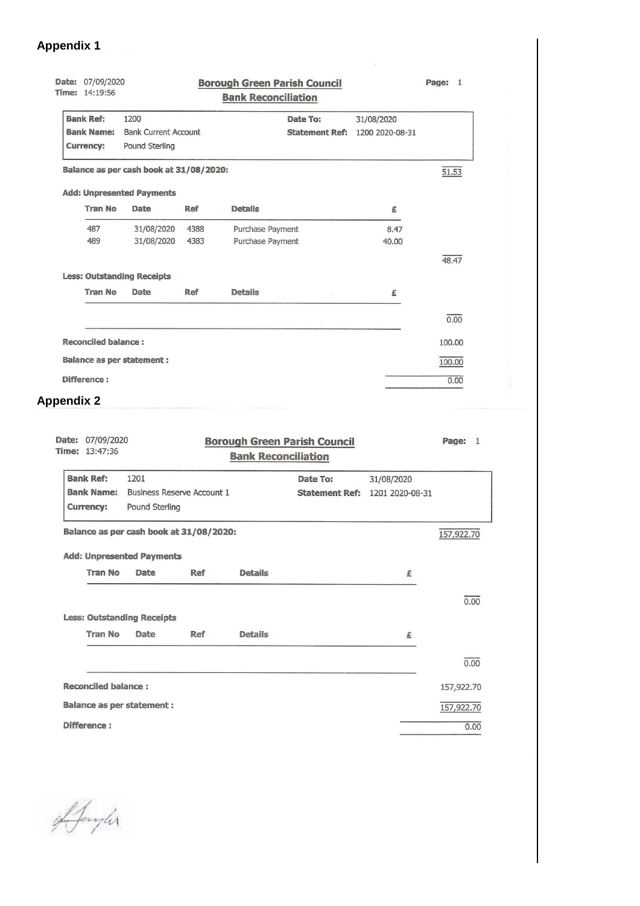## Appendix 1

Date: 07/09/2020
Time: 14:19:56

**Borough Green Parish Council**
**Bank Reconciliation**

Page: 1

| | | | |
|---|---|---|---|
| **Bank Ref:** | 1200 | **Date To:** | 31/08/2020 |
| **Bank Name:** | Bank Current Account | **Statement Ref:** | 1200 2020-08-31 |
| **Currency:** | Pound Sterling | | |

**Balance as per cash book at 31/08/2020:** 51.53

**Add: Unpresented Payments**

| Tran No | Date | Ref | Details | £ |
|---|---|---|---|---|
| 487 | 31/08/2020 | 4388 | Purchase Payment | 8.47 |
| 489 | 31/08/2020 | 4383 | Purchase Payment | 40.00 |

48.47

**Less: Outstanding Receipts**

| Tran No | Date | Ref | Details | £ |
|---|---|---|---|---|

0.00

**Reconciled balance :** 100.00

**Balance as per statement :** 100.00

**Difference :** 0.00

## Appendix 2

Date: 07/09/2020
Time: 13:47:36

**Borough Green Parish Council**
**Bank Reconciliation**

Page: 1

| | | | |
|---|---|---|---|
| **Bank Ref:** | 1201 | **Date To:** | 31/08/2020 |
| **Bank Name:** | Business Reserve Account 1 | **Statement Ref:** | 1201 2020-08-31 |
| **Currency:** | Pound Sterling | | |

**Balance as per cash book at 31/08/2020:** 157,922.70

**Add: Unpresented Payments**

| Tran No | Date | Ref | Details | £ |
|---|---|---|---|---|

0.00

**Less: Outstanding Receipts**

| Tran No | Date | Ref | Details | £ |
|---|---|---|---|---|

0.00

**Reconciled balance :** 157,922.70

**Balance as per statement :** 157,922.70

**Difference :** 0.00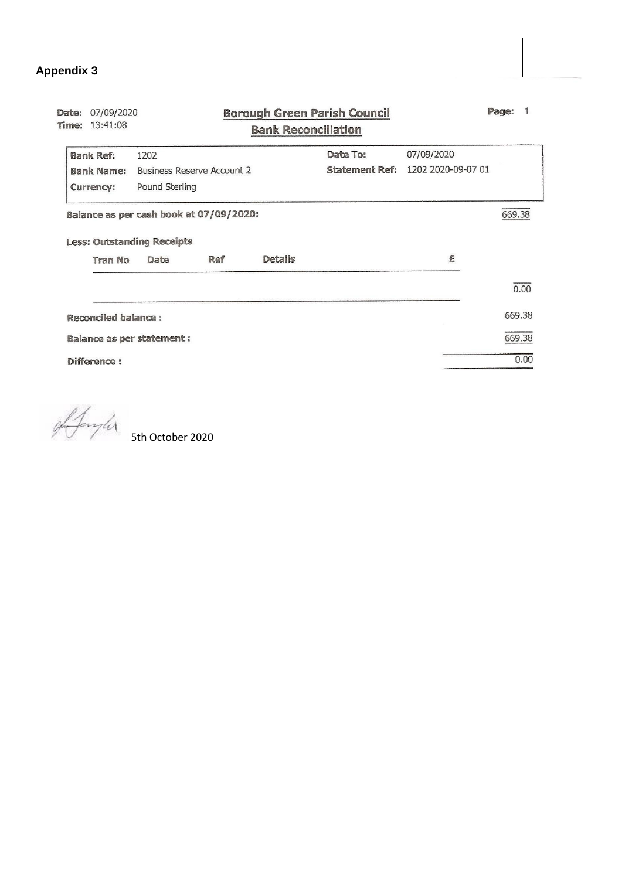**Appendix 3**

**Date:** 07/09/2020
**Time:** 13:41:08

**Page:** 1

## Borough Green Parish Council

### Bank Reconciliation

| | | | |
|---|---|---|---|
| **Bank Ref:** | 1202 | **Date To:** | 07/09/2020 |
| **Bank Name:** | Business Reserve Account 2 | **Statement Ref:** | 1202 2020-09-07 01 |
| **Currency:** | Pound Sterling | | |

**Balance as per cash book at 07/09/2020:** 669.38

**Less: Outstanding Receipts**

| Tran No | Date | Ref | Details | £ |
|---|---|---|---|---|

0.00

**Reconciled balance :** 669.38

**Balance as per statement :** 669.38

**Difference :** 0.00

5th October 2020